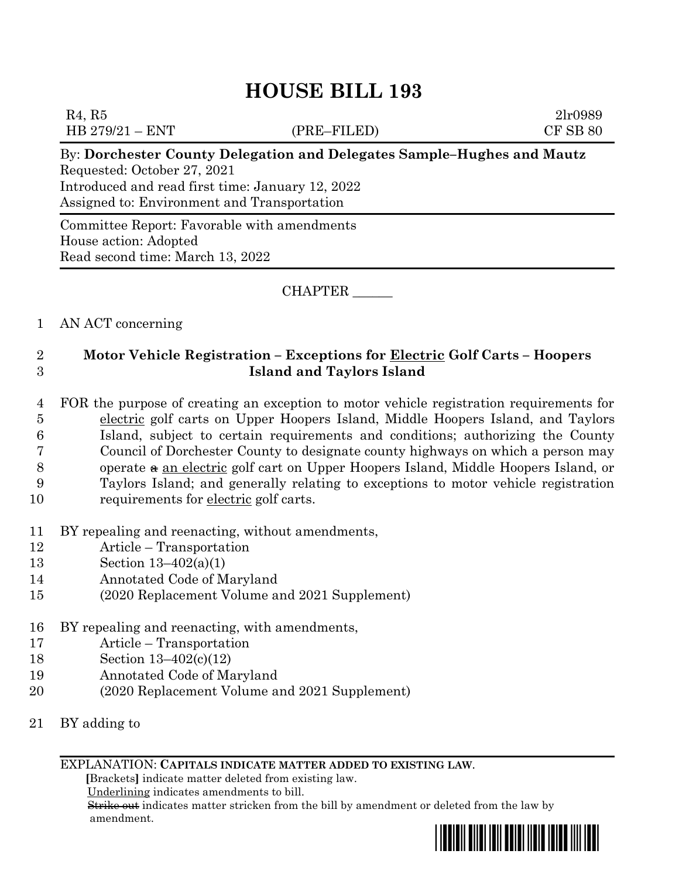# HOUSE BILL 193

R4, R5 2lr0989
HB 279/21 – ENT (PRE–FILED) CF SB 80

By: **Dorchester County Delegation and Delegates Sample–Hughes and Mautz**
Requested: October 27, 2021
Introduced and read first time: January 12, 2022
Assigned to: Environment and Transportation

Committee Report: Favorable with amendments
House action: Adopted
Read second time: March 13, 2022

CHAPTER ______

1 AN ACT concerning

2 **Motor Vehicle Registration – Exceptions for <u>Electric</u> Golf Carts – Hoopers**
3 **Island and Taylors Island**

4 FOR the purpose of creating an exception to motor vehicle registration requirements for
5 <u>electric</u> golf carts on Upper Hoopers Island, Middle Hoopers Island, and Taylors
6 Island, subject to certain requirements and conditions; authorizing the County
7 Council of Dorchester County to designate county highways on which a person may
8 operate ~~a~~ <u>an electric</u> golf cart on Upper Hoopers Island, Middle Hoopers Island, or
9 Taylors Island; and generally relating to exceptions to motor vehicle registration
10 requirements for <u>electric</u> golf carts.

11 BY repealing and reenacting, without amendments,
12 Article – Transportation
13 Section 13–402(a)(1)
14 Annotated Code of Maryland
15 (2020 Replacement Volume and 2021 Supplement)

16 BY repealing and reenacting, with amendments,
17 Article – Transportation
18 Section 13–402(c)(12)
19 Annotated Code of Maryland
20 (2020 Replacement Volume and 2021 Supplement)

21 BY adding to

---

EXPLANATION: **CAPITALS INDICATE MATTER ADDED TO EXISTING LAW.**
**[**Brackets**]** indicate matter deleted from existing law.
<u>Underlining</u> indicates amendments to bill.
~~Strike out~~ indicates matter stricken from the bill by amendment or deleted from the law by amendment.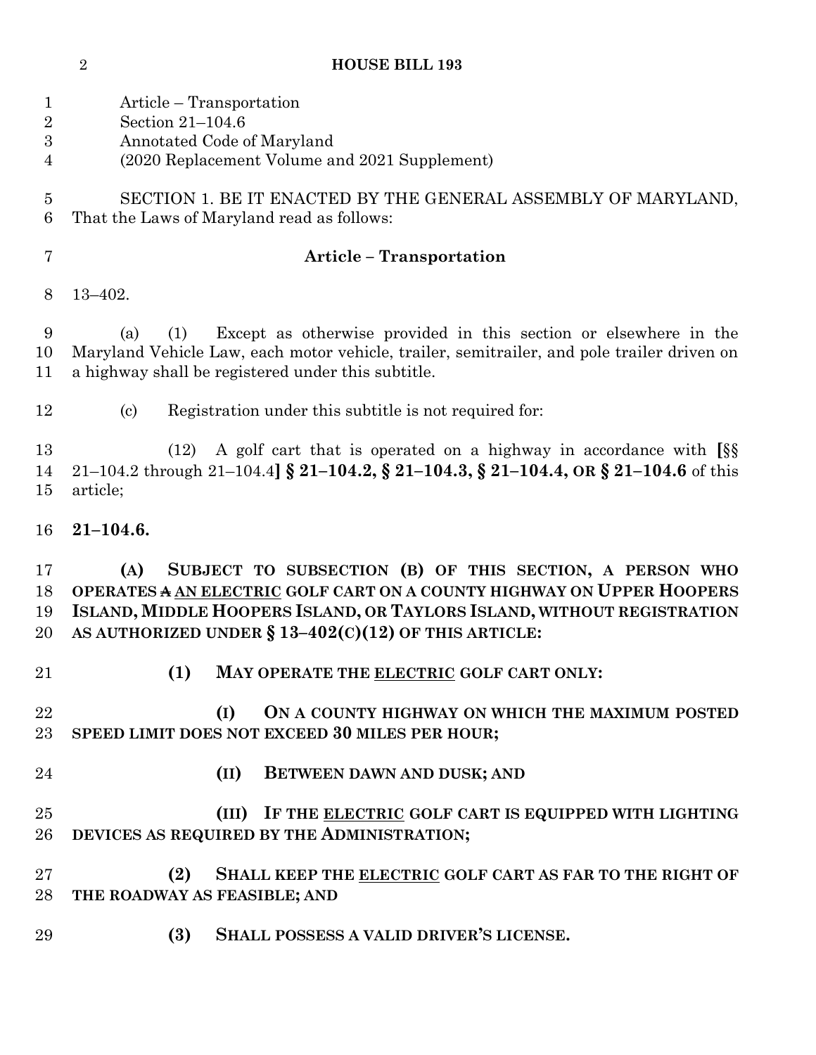Article – Transportation
Section 21–104.6
Annotated Code of Maryland
(2020 Replacement Volume and 2021 Supplement)

SECTION 1. BE IT ENACTED BY THE GENERAL ASSEMBLY OF MARYLAND, That the Laws of Maryland read as follows:

**Article – Transportation**

13–402.

(a) (1) Except as otherwise provided in this section or elsewhere in the Maryland Vehicle Law, each motor vehicle, trailer, semitrailer, and pole trailer driven on a highway shall be registered under this subtitle.

(c) Registration under this subtitle is not required for:

(12) A golf cart that is operated on a highway in accordance with [§§ 21–104.2 through 21–104.4] **§ 21–104.2, § 21–104.3, § 21–104.4, OR § 21–104.6** of this article;

**21–104.6.**

**(A) SUBJECT TO SUBSECTION (B) OF THIS SECTION, A PERSON WHO OPERATES ~~A~~ AN ELECTRIC GOLF CART ON A COUNTY HIGHWAY ON UPPER HOOPERS ISLAND, MIDDLE HOOPERS ISLAND, OR TAYLORS ISLAND, WITHOUT REGISTRATION AS AUTHORIZED UNDER § 13–402(C)(12) OF THIS ARTICLE:**

**(1) MAY OPERATE THE ELECTRIC GOLF CART ONLY:**

**(I) ON A COUNTY HIGHWAY ON WHICH THE MAXIMUM POSTED SPEED LIMIT DOES NOT EXCEED 30 MILES PER HOUR;**

**(II) BETWEEN DAWN AND DUSK; AND**

**(III) IF THE ELECTRIC GOLF CART IS EQUIPPED WITH LIGHTING DEVICES AS REQUIRED BY THE ADMINISTRATION;**

**(2) SHALL KEEP THE ELECTRIC GOLF CART AS FAR TO THE RIGHT OF THE ROADWAY AS FEASIBLE; AND**

**(3) SHALL POSSESS A VALID DRIVER'S LICENSE.**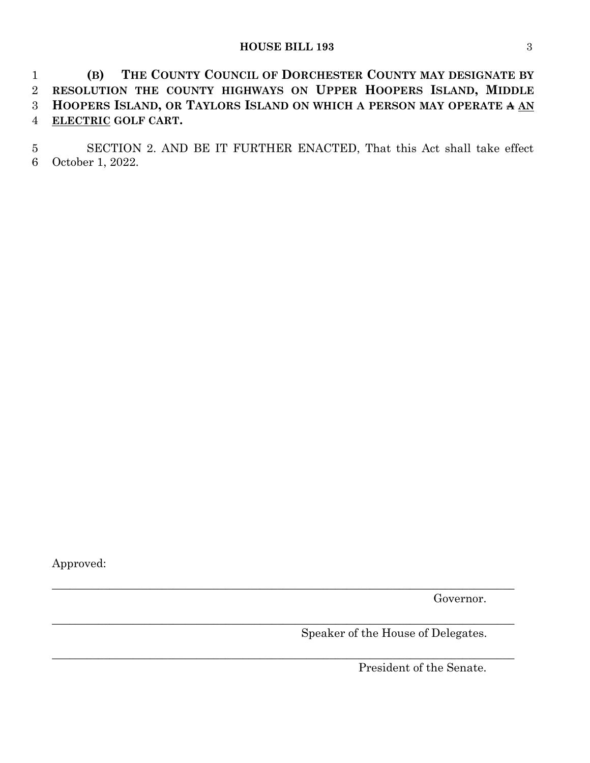**(B) THE COUNTY COUNCIL OF DORCHESTER COUNTY MAY DESIGNATE BY RESOLUTION THE COUNTY HIGHWAYS ON UPPER HOOPERS ISLAND, MIDDLE HOOPERS ISLAND, OR TAYLORS ISLAND ON WHICH A PERSON MAY OPERATE ~~A~~ AN ELECTRIC GOLF CART.**

SECTION 2. AND BE IT FURTHER ENACTED, That this Act shall take effect October 1, 2022.

Approved:

\_\_\_\_\_\_\_\_\_\_\_\_\_\_\_\_\_\_\_\_\_\_\_\_\_\_\_\_\_\_\_\_\_\_\_\_\_\_\_\_\_\_\_\_\_\_\_\_

Governor.

\_\_\_\_\_\_\_\_\_\_\_\_\_\_\_\_\_\_\_\_\_\_\_\_\_\_\_\_\_\_\_\_\_\_\_\_\_\_\_\_\_\_\_\_\_\_\_\_

Speaker of the House of Delegates.

\_\_\_\_\_\_\_\_\_\_\_\_\_\_\_\_\_\_\_\_\_\_\_\_\_\_\_\_\_\_\_\_\_\_\_\_\_\_\_\_\_\_\_\_\_\_\_\_

President of the Senate.